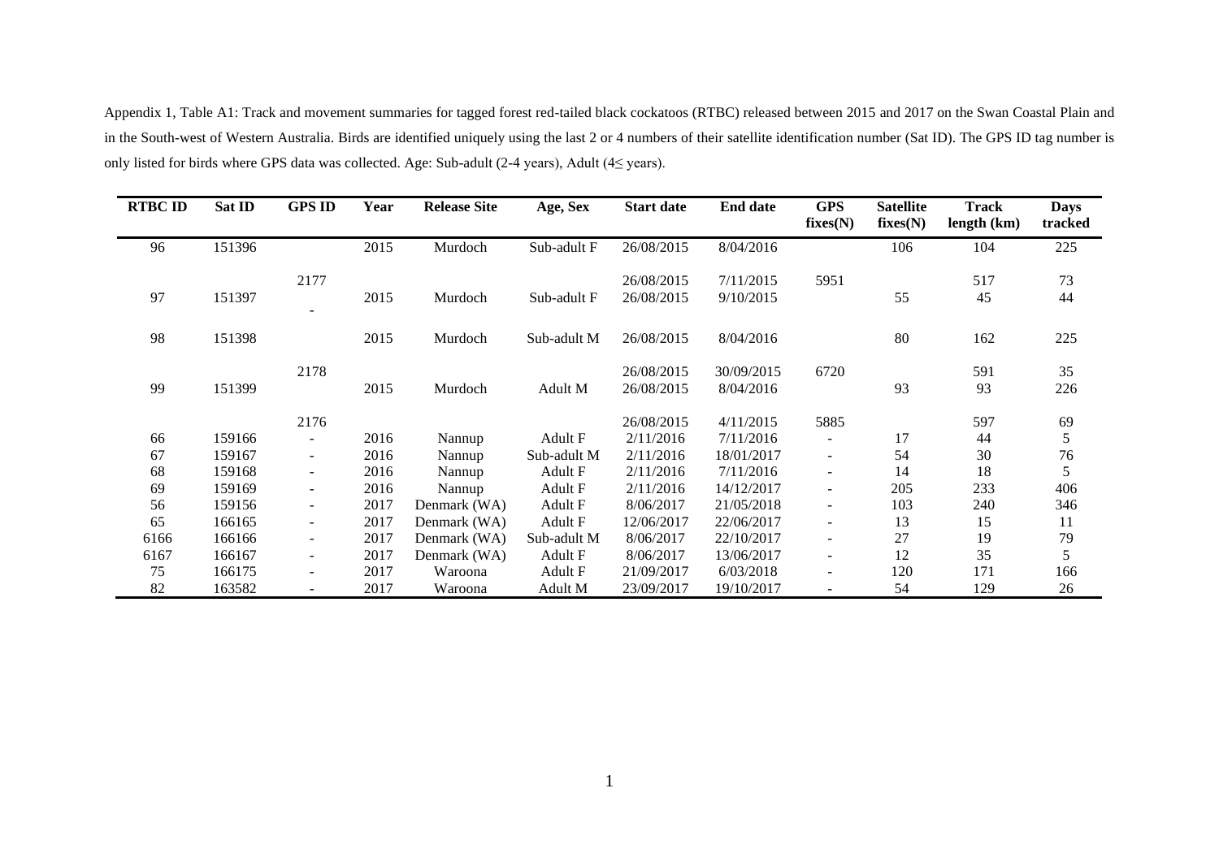Appendix 1, Table A1: Track and movement summaries for tagged forest red-tailed black cockatoos (RTBC) released between 2015 and 2017 on the Swan Coastal Plain and in the South-west of Western Australia. Birds are identified uniquely using the last 2 or 4 numbers of their satellite identification number (Sat ID). The GPS ID tag number is only listed for birds where GPS data was collected. Age: Sub-adult (2-4 years), Adult (4≤ years).

| RTBC ID | Sat ID | GPS ID | Year | Release Site | Age, Sex | Start date | End date | GPS fixes(N) | Satellite fixes(N) | Track length (km) | Days tracked |
|---|---|---|---|---|---|---|---|---|---|---|---|
| 96 | 151396 | | 2015 | Murdoch | Sub-adult F | 26/08/2015 | 8/04/2016 | | 106 | 104 | 225 |
| | | 2177 | | | | 26/08/2015 | 7/11/2015 | 5951 | | 517 | 73 |
| 97 | 151397 | - | 2015 | Murdoch | Sub-adult F | 26/08/2015 | 9/10/2015 | | 55 | 45 | 44 |
| 98 | 151398 | | 2015 | Murdoch | Sub-adult M | 26/08/2015 | 8/04/2016 | | 80 | 162 | 225 |
| | | 2178 | | | | 26/08/2015 | 30/09/2015 | 6720 | | 591 | 35 |
| 99 | 151399 | | 2015 | Murdoch | Adult M | 26/08/2015 | 8/04/2016 | | 93 | 93 | 226 |
| | | 2176 | | | | 26/08/2015 | 4/11/2015 | 5885 | | 597 | 69 |
| 66 | 159166 | - | 2016 | Nannup | Adult F | 2/11/2016 | 7/11/2016 | - | 17 | 44 | 5 |
| 67 | 159167 | - | 2016 | Nannup | Sub-adult M | 2/11/2016 | 18/01/2017 | - | 54 | 30 | 76 |
| 68 | 159168 | - | 2016 | Nannup | Adult F | 2/11/2016 | 7/11/2016 | - | 14 | 18 | 5 |
| 69 | 159169 | - | 2016 | Nannup | Adult F | 2/11/2016 | 14/12/2017 | - | 205 | 233 | 406 |
| 56 | 159156 | - | 2017 | Denmark (WA) | Adult F | 8/06/2017 | 21/05/2018 | - | 103 | 240 | 346 |
| 65 | 166165 | - | 2017 | Denmark (WA) | Adult F | 12/06/2017 | 22/06/2017 | - | 13 | 15 | 11 |
| 6166 | 166166 | - | 2017 | Denmark (WA) | Sub-adult M | 8/06/2017 | 22/10/2017 | - | 27 | 19 | 79 |
| 6167 | 166167 | - | 2017 | Denmark (WA) | Adult F | 8/06/2017 | 13/06/2017 | - | 12 | 35 | 5 |
| 75 | 166175 | - | 2017 | Waroona | Adult F | 21/09/2017 | 6/03/2018 | - | 120 | 171 | 166 |
| 82 | 163582 | - | 2017 | Waroona | Adult M | 23/09/2017 | 19/10/2017 | - | 54 | 129 | 26 |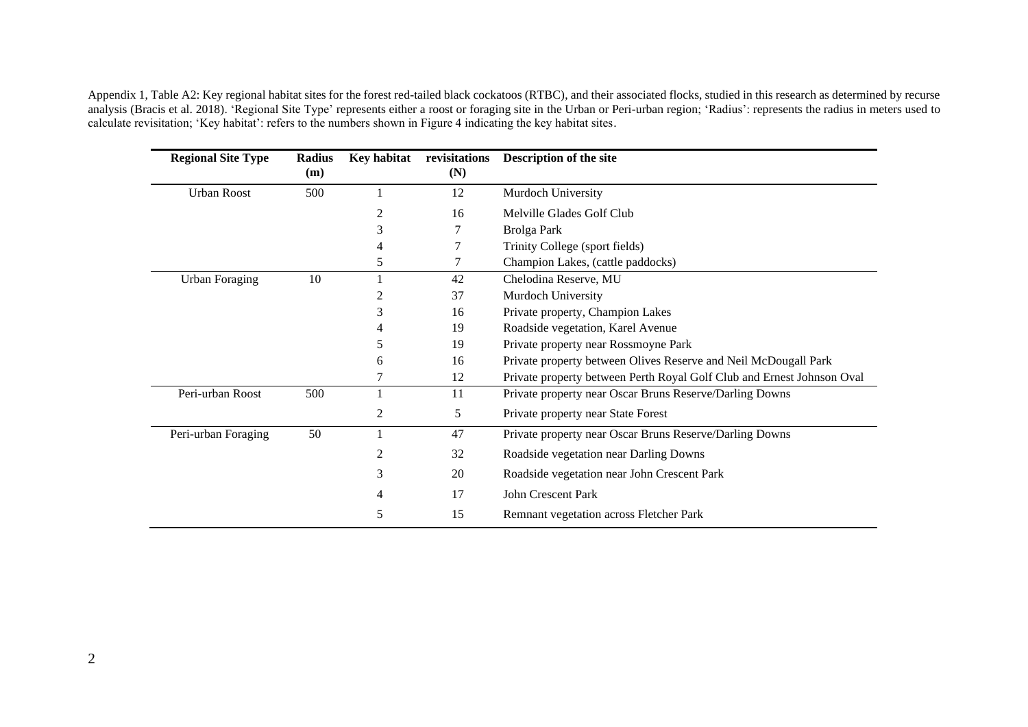Appendix 1, Table A2: Key regional habitat sites for the forest red-tailed black cockatoos (RTBC), and their associated flocks, studied in this research as determined by recurse analysis (Bracis et al. 2018). 'Regional Site Type' represents either a roost or foraging site in the Urban or Peri-urban region; 'Radius': represents the radius in meters used to calculate revisitation; 'Key habitat': refers to the numbers shown in Figure 4 indicating the key habitat sites.

| Regional Site Type | Radius (m) | Key habitat | revisitations (N) | Description of the site |
|---|---|---|---|---|
| Urban Roost | 500 | 1 | 12 | Murdoch University |
| | | 2 | 16 | Melville Glades Golf Club |
| | | 3 | 7 | Brolga Park |
| | | 4 | 7 | Trinity College (sport fields) |
| | | 5 | 7 | Champion Lakes, (cattle paddocks) |
| Urban Foraging | 10 | 1 | 42 | Chelodina Reserve, MU |
| | | 2 | 37 | Murdoch University |
| | | 3 | 16 | Private property, Champion Lakes |
| | | 4 | 19 | Roadside vegetation, Karel Avenue |
| | | 5 | 19 | Private property near Rossmoyne Park |
| | | 6 | 16 | Private property between Olives Reserve and Neil McDougall Park |
| | | 7 | 12 | Private property between Perth Royal Golf Club and Ernest Johnson Oval |
| Peri-urban Roost | 500 | 1 | 11 | Private property near Oscar Bruns Reserve/Darling Downs |
| | | 2 | 5 | Private property near State Forest |
| Peri-urban Foraging | 50 | 1 | 47 | Private property near Oscar Bruns Reserve/Darling Downs |
| | | 2 | 32 | Roadside vegetation near Darling Downs |
| | | 3 | 20 | Roadside vegetation near John Crescent Park |
| | | 4 | 17 | John Crescent Park |
| | | 5 | 15 | Remnant vegetation across Fletcher Park |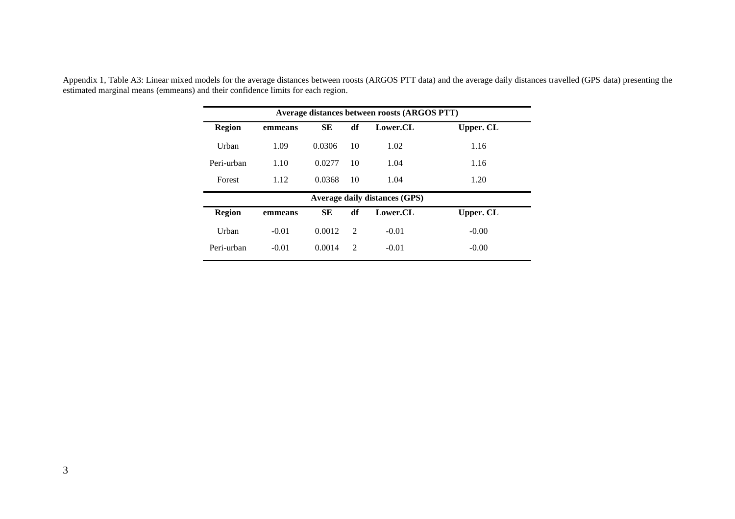Appendix 1, Table A3: Linear mixed models for the average distances between roots (ARGOS PTT data) and the average daily distances travelled (GPS data) presenting the estimated marginal means (emmeans) and their confidence limits for each region.

| Average distances between roosts (ARGOS PTT) | | | | | |
|---|---|---|---|---|---|
| **Region** | **emmeans** | **SE** | **df** | **Lower.CL** | **Upper. CL** |
| Urban | 1.09 | 0.0306 | 10 | 1.02 | 1.16 |
| Peri-urban | 1.10 | 0.0277 | 10 | 1.04 | 1.16 |
| Forest | 1.12 | 0.0368 | 10 | 1.04 | 1.20 |
| **Average daily distances (GPS)** | | | | | |
| **Region** | **emmeans** | **SE** | **df** | **Lower.CL** | **Upper. CL** |
| Urban | -0.01 | 0.0012 | 2 | -0.01 | -0.00 |
| Peri-urban | -0.01 | 0.0014 | 2 | -0.01 | -0.00 |